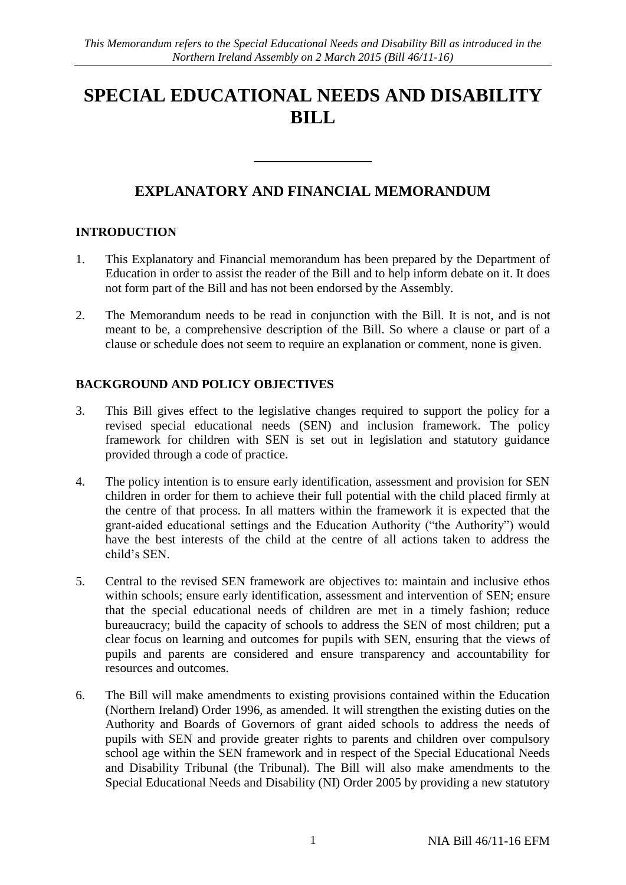*This Memorandum refers to the Special Educational Needs and Disability Bill as introduced in the Northern Ireland Assembly on 2 March 2015 (Bill 46/11-16)*

# SPECIAL EDUCATIONAL NEEDS AND DISABILITY BILL

---

## EXPLANATORY AND FINANCIAL MEMORANDUM

### INTRODUCTION

1. This Explanatory and Financial memorandum has been prepared by the Department of Education in order to assist the reader of the Bill and to help inform debate on it. It does not form part of the Bill and has not been endorsed by the Assembly.

2. The Memorandum needs to be read in conjunction with the Bill. It is not, and is not meant to be, a comprehensive description of the Bill. So where a clause or part of a clause or schedule does not seem to require an explanation or comment, none is given.

### BACKGROUND AND POLICY OBJECTIVES

3. This Bill gives effect to the legislative changes required to support the policy for a revised special educational needs (SEN) and inclusion framework. The policy framework for children with SEN is set out in legislation and statutory guidance provided through a code of practice.

4. The policy intention is to ensure early identification, assessment and provision for SEN children in order for them to achieve their full potential with the child placed firmly at the centre of that process. In all matters within the framework it is expected that the grant-aided educational settings and the Education Authority ("the Authority") would have the best interests of the child at the centre of all actions taken to address the child's SEN.

5. Central to the revised SEN framework are objectives to: maintain and inclusive ethos within schools; ensure early identification, assessment and intervention of SEN; ensure that the special educational needs of children are met in a timely fashion; reduce bureaucracy; build the capacity of schools to address the SEN of most children; put a clear focus on learning and outcomes for pupils with SEN, ensuring that the views of pupils and parents are considered and ensure transparency and accountability for resources and outcomes.

6. The Bill will make amendments to existing provisions contained within the Education (Northern Ireland) Order 1996, as amended. It will strengthen the existing duties on the Authority and Boards of Governors of grant aided schools to address the needs of pupils with SEN and provide greater rights to parents and children over compulsory school age within the SEN framework and in respect of the Special Educational Needs and Disability Tribunal (the Tribunal). The Bill will also make amendments to the Special Educational Needs and Disability (NI) Order 2005 by providing a new statutory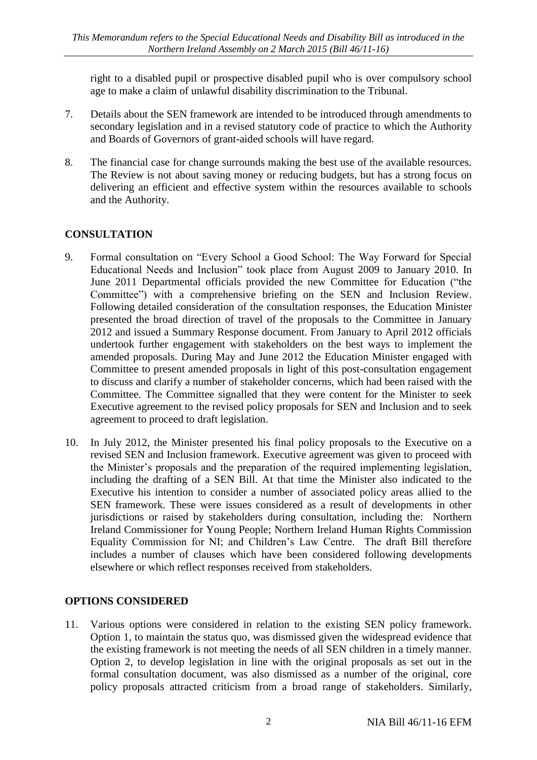right to a disabled pupil or prospective disabled pupil who is over compulsory school age to make a claim of unlawful disability discrimination to the Tribunal.

7. Details about the SEN framework are intended to be introduced through amendments to secondary legislation and in a revised statutory code of practice to which the Authority and Boards of Governors of grant-aided schools will have regard.

8. The financial case for change surrounds making the best use of the available resources. The Review is not about saving money or reducing budgets, but has a strong focus on delivering an efficient and effective system within the resources available to schools and the Authority.

## CONSULTATION

9. Formal consultation on "Every School a Good School: The Way Forward for Special Educational Needs and Inclusion" took place from August 2009 to January 2010. In June 2011 Departmental officials provided the new Committee for Education ("the Committee") with a comprehensive briefing on the SEN and Inclusion Review. Following detailed consideration of the consultation responses, the Education Minister presented the broad direction of travel of the proposals to the Committee in January 2012 and issued a Summary Response document. From January to April 2012 officials undertook further engagement with stakeholders on the best ways to implement the amended proposals. During May and June 2012 the Education Minister engaged with Committee to present amended proposals in light of this post-consultation engagement to discuss and clarify a number of stakeholder concerns, which had been raised with the Committee. The Committee signalled that they were content for the Minister to seek Executive agreement to the revised policy proposals for SEN and Inclusion and to seek agreement to proceed to draft legislation.

10. In July 2012, the Minister presented his final policy proposals to the Executive on a revised SEN and Inclusion framework. Executive agreement was given to proceed with the Minister's proposals and the preparation of the required implementing legislation, including the drafting of a SEN Bill. At that time the Minister also indicated to the Executive his intention to consider a number of associated policy areas allied to the SEN framework. These were issues considered as a result of developments in other jurisdictions or raised by stakeholders during consultation, including the: Northern Ireland Commissioner for Young People; Northern Ireland Human Rights Commission Equality Commission for NI; and Children's Law Centre. The draft Bill therefore includes a number of clauses which have been considered following developments elsewhere or which reflect responses received from stakeholders.

## OPTIONS CONSIDERED

11. Various options were considered in relation to the existing SEN policy framework. Option 1, to maintain the status quo, was dismissed given the widespread evidence that the existing framework is not meeting the needs of all SEN children in a timely manner. Option 2, to develop legislation in line with the original proposals as set out in the formal consultation document, was also dismissed as a number of the original, core policy proposals attracted criticism from a broad range of stakeholders. Similarly,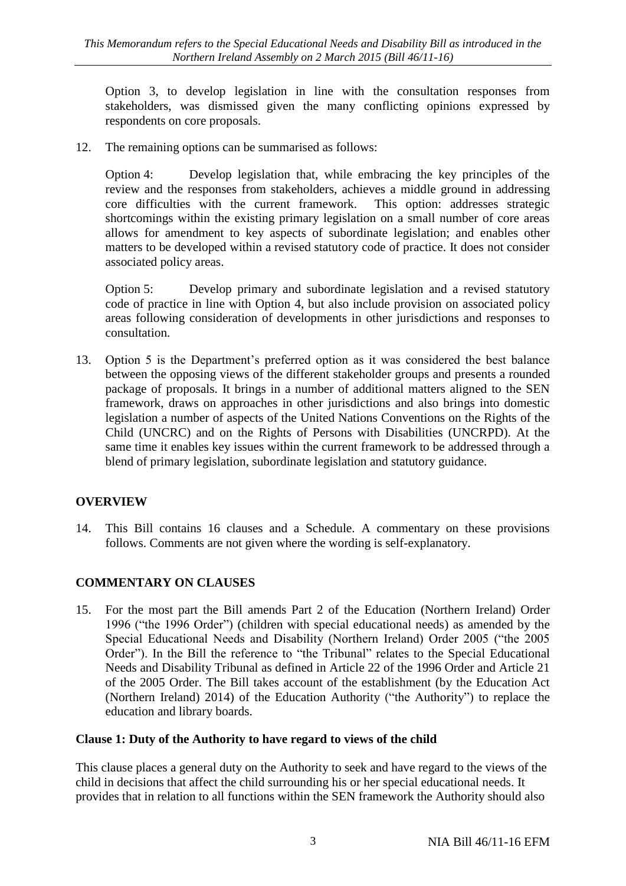Option 3, to develop legislation in line with the consultation responses from stakeholders, was dismissed given the many conflicting opinions expressed by respondents on core proposals.

12. The remaining options can be summarised as follows:

Option 4: Develop legislation that, while embracing the key principles of the review and the responses from stakeholders, achieves a middle ground in addressing core difficulties with the current framework. This option: addresses strategic shortcomings within the existing primary legislation on a small number of core areas allows for amendment to key aspects of subordinate legislation; and enables other matters to be developed within a revised statutory code of practice. It does not consider associated policy areas.

Option 5: Develop primary and subordinate legislation and a revised statutory code of practice in line with Option 4, but also include provision on associated policy areas following consideration of developments in other jurisdictions and responses to consultation.

13. Option 5 is the Department's preferred option as it was considered the best balance between the opposing views of the different stakeholder groups and presents a rounded package of proposals. It brings in a number of additional matters aligned to the SEN framework, draws on approaches in other jurisdictions and also brings into domestic legislation a number of aspects of the United Nations Conventions on the Rights of the Child (UNCRC) and on the Rights of Persons with Disabilities (UNCRPD). At the same time it enables key issues within the current framework to be addressed through a blend of primary legislation, subordinate legislation and statutory guidance.

## OVERVIEW

14. This Bill contains 16 clauses and a Schedule. A commentary on these provisions follows. Comments are not given where the wording is self-explanatory.

## COMMENTARY ON CLAUSES

15. For the most part the Bill amends Part 2 of the Education (Northern Ireland) Order 1996 ("the 1996 Order") (children with special educational needs) as amended by the Special Educational Needs and Disability (Northern Ireland) Order 2005 ("the 2005 Order"). In the Bill the reference to "the Tribunal" relates to the Special Educational Needs and Disability Tribunal as defined in Article 22 of the 1996 Order and Article 21 of the 2005 Order. The Bill takes account of the establishment (by the Education Act (Northern Ireland) 2014) of the Education Authority ("the Authority") to replace the education and library boards.

### Clause 1: Duty of the Authority to have regard to views of the child

This clause places a general duty on the Authority to seek and have regard to the views of the child in decisions that affect the child surrounding his or her special educational needs. It provides that in relation to all functions within the SEN framework the Authority should also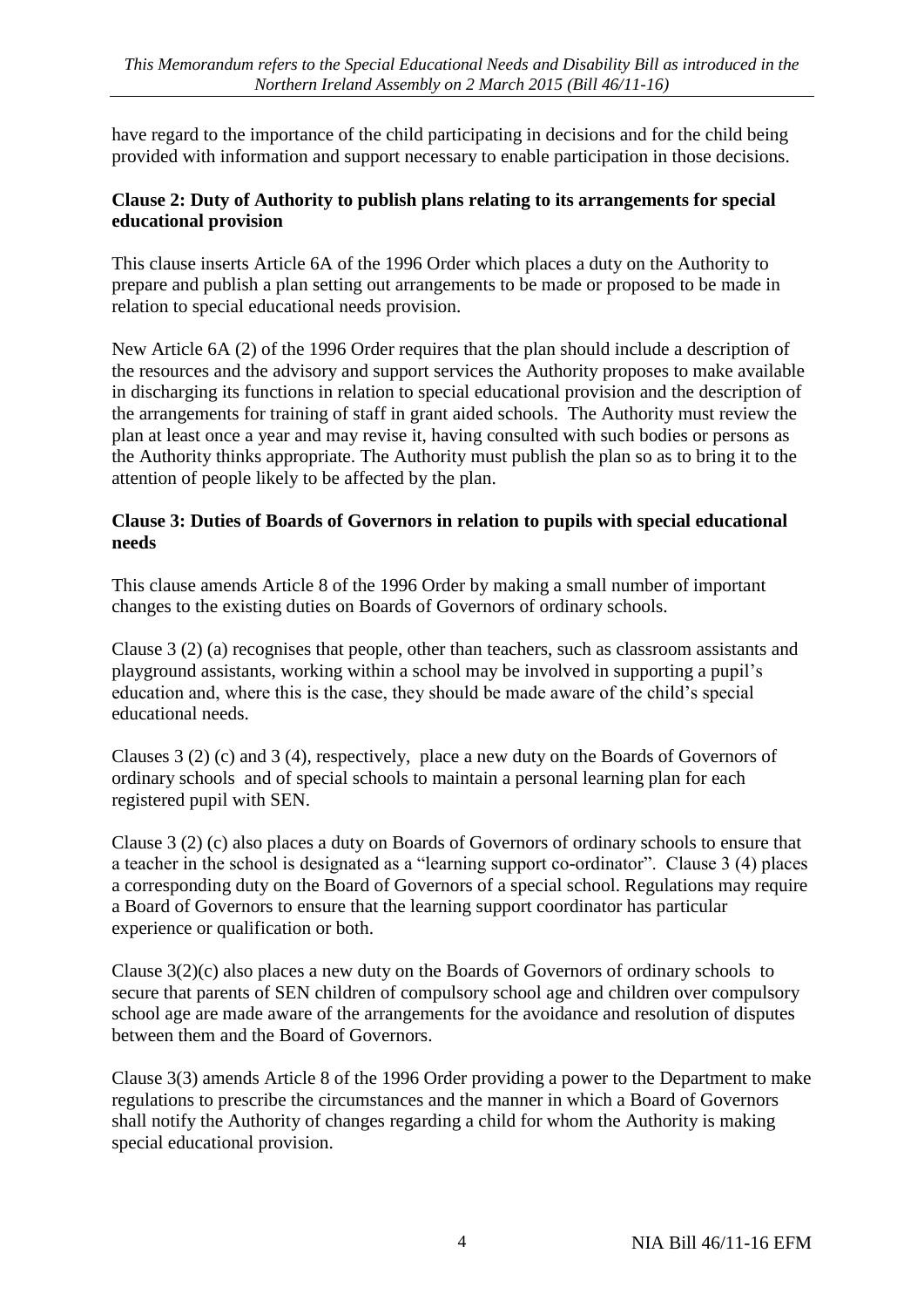have regard to the importance of the child participating in decisions and for the child being provided with information and support necessary to enable participation in those decisions.

**Clause 2: Duty of Authority to publish plans relating to its arrangements for special educational provision**

This clause inserts Article 6A of the 1996 Order which places a duty on the Authority to prepare and publish a plan setting out arrangements to be made or proposed to be made in relation to special educational needs provision.

New Article 6A (2) of the 1996 Order requires that the plan should include a description of the resources and the advisory and support services the Authority proposes to make available in discharging its functions in relation to special educational provision and the description of the arrangements for training of staff in grant aided schools. The Authority must review the plan at least once a year and may revise it, having consulted with such bodies or persons as the Authority thinks appropriate. The Authority must publish the plan so as to bring it to the attention of people likely to be affected by the plan.

**Clause 3: Duties of Boards of Governors in relation to pupils with special educational needs**

This clause amends Article 8 of the 1996 Order by making a small number of important changes to the existing duties on Boards of Governors of ordinary schools.

Clause 3 (2) (a) recognises that people, other than teachers, such as classroom assistants and playground assistants, working within a school may be involved in supporting a pupil's education and, where this is the case, they should be made aware of the child's special educational needs.

Clauses 3 (2) (c) and 3 (4), respectively, place a new duty on the Boards of Governors of ordinary schools and of special schools to maintain a personal learning plan for each registered pupil with SEN.

Clause 3 (2) (c) also places a duty on Boards of Governors of ordinary schools to ensure that a teacher in the school is designated as a "learning support co-ordinator". Clause 3 (4) places a corresponding duty on the Board of Governors of a special school. Regulations may require a Board of Governors to ensure that the learning support coordinator has particular experience or qualification or both.

Clause 3(2)(c) also places a new duty on the Boards of Governors of ordinary schools to secure that parents of SEN children of compulsory school age and children over compulsory school age are made aware of the arrangements for the avoidance and resolution of disputes between them and the Board of Governors.

Clause 3(3) amends Article 8 of the 1996 Order providing a power to the Department to make regulations to prescribe the circumstances and the manner in which a Board of Governors shall notify the Authority of changes regarding a child for whom the Authority is making special educational provision.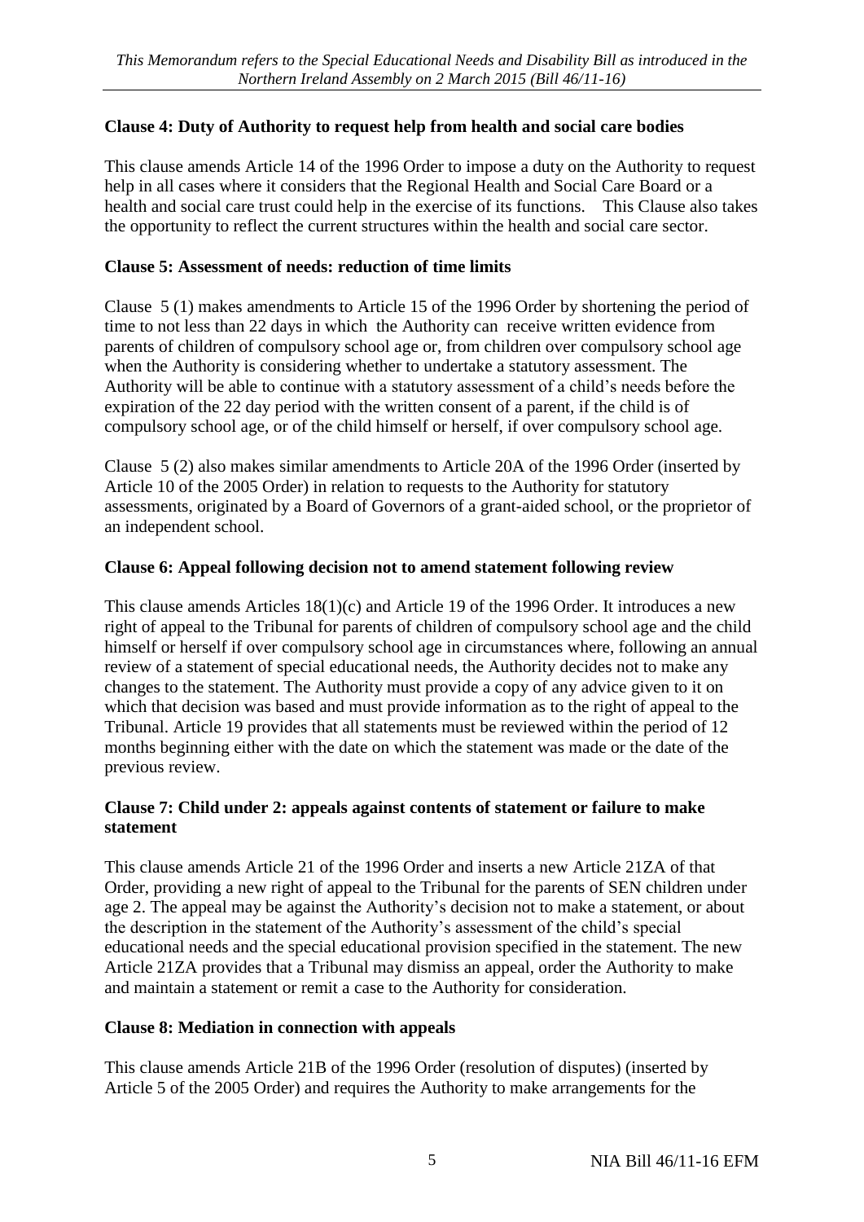**Clause 4: Duty of Authority to request help from health and social care bodies**

This clause amends Article 14 of the 1996 Order to impose a duty on the Authority to request help in all cases where it considers that the Regional Health and Social Care Board or a health and social care trust could help in the exercise of its functions. This Clause also takes the opportunity to reflect the current structures within the health and social care sector.

**Clause 5: Assessment of needs: reduction of time limits**

Clause 5 (1) makes amendments to Article 15 of the 1996 Order by shortening the period of time to not less than 22 days in which the Authority can receive written evidence from parents of children of compulsory school age or, from children over compulsory school age when the Authority is considering whether to undertake a statutory assessment. The Authority will be able to continue with a statutory assessment of a child's needs before the expiration of the 22 day period with the written consent of a parent, if the child is of compulsory school age, or of the child himself or herself, if over compulsory school age.

Clause 5 (2) also makes similar amendments to Article 20A of the 1996 Order (inserted by Article 10 of the 2005 Order) in relation to requests to the Authority for statutory assessments, originated by a Board of Governors of a grant-aided school, or the proprietor of an independent school.

**Clause 6: Appeal following decision not to amend statement following review**

This clause amends Articles 18(1)(c) and Article 19 of the 1996 Order. It introduces a new right of appeal to the Tribunal for parents of children of compulsory school age and the child himself or herself if over compulsory school age in circumstances where, following an annual review of a statement of special educational needs, the Authority decides not to make any changes to the statement. The Authority must provide a copy of any advice given to it on which that decision was based and must provide information as to the right of appeal to the Tribunal. Article 19 provides that all statements must be reviewed within the period of 12 months beginning either with the date on which the statement was made or the date of the previous review.

**Clause 7: Child under 2: appeals against contents of statement or failure to make statement**

This clause amends Article 21 of the 1996 Order and inserts a new Article 21ZA of that Order, providing a new right of appeal to the Tribunal for the parents of SEN children under age 2. The appeal may be against the Authority's decision not to make a statement, or about the description in the statement of the Authority's assessment of the child's special educational needs and the special educational provision specified in the statement. The new Article 21ZA provides that a Tribunal may dismiss an appeal, order the Authority to make and maintain a statement or remit a case to the Authority for consideration.

**Clause 8: Mediation in connection with appeals**

This clause amends Article 21B of the 1996 Order (resolution of disputes) (inserted by Article 5 of the 2005 Order) and requires the Authority to make arrangements for the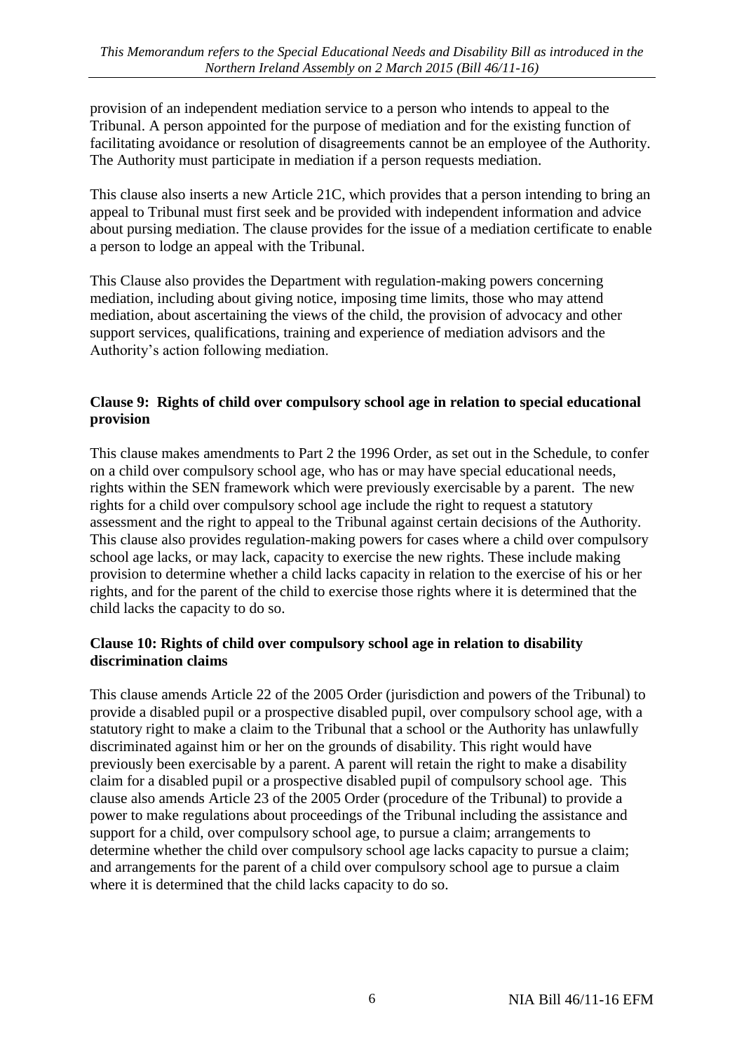provision of an independent mediation service to a person who intends to appeal to the Tribunal. A person appointed for the purpose of mediation and for the existing function of facilitating avoidance or resolution of disagreements cannot be an employee of the Authority. The Authority must participate in mediation if a person requests mediation.

This clause also inserts a new Article 21C, which provides that a person intending to bring an appeal to Tribunal must first seek and be provided with independent information and advice about pursing mediation. The clause provides for the issue of a mediation certificate to enable a person to lodge an appeal with the Tribunal.

This Clause also provides the Department with regulation-making powers concerning mediation, including about giving notice, imposing time limits, those who may attend mediation, about ascertaining the views of the child, the provision of advocacy and other support services, qualifications, training and experience of mediation advisors and the Authority's action following mediation.

**Clause 9: Rights of child over compulsory school age in relation to special educational provision**

This clause makes amendments to Part 2 the 1996 Order, as set out in the Schedule, to confer on a child over compulsory school age, who has or may have special educational needs, rights within the SEN framework which were previously exercisable by a parent. The new rights for a child over compulsory school age include the right to request a statutory assessment and the right to appeal to the Tribunal against certain decisions of the Authority. This clause also provides regulation-making powers for cases where a child over compulsory school age lacks, or may lack, capacity to exercise the new rights. These include making provision to determine whether a child lacks capacity in relation to the exercise of his or her rights, and for the parent of the child to exercise those rights where it is determined that the child lacks the capacity to do so.

**Clause 10: Rights of child over compulsory school age in relation to disability discrimination claims**

This clause amends Article 22 of the 2005 Order (jurisdiction and powers of the Tribunal) to provide a disabled pupil or a prospective disabled pupil, over compulsory school age, with a statutory right to make a claim to the Tribunal that a school or the Authority has unlawfully discriminated against him or her on the grounds of disability. This right would have previously been exercisable by a parent. A parent will retain the right to make a disability claim for a disabled pupil or a prospective disabled pupil of compulsory school age. This clause also amends Article 23 of the 2005 Order (procedure of the Tribunal) to provide a power to make regulations about proceedings of the Tribunal including the assistance and support for a child, over compulsory school age, to pursue a claim; arrangements to determine whether the child over compulsory school age lacks capacity to pursue a claim; and arrangements for the parent of a child over compulsory school age to pursue a claim where it is determined that the child lacks capacity to do so.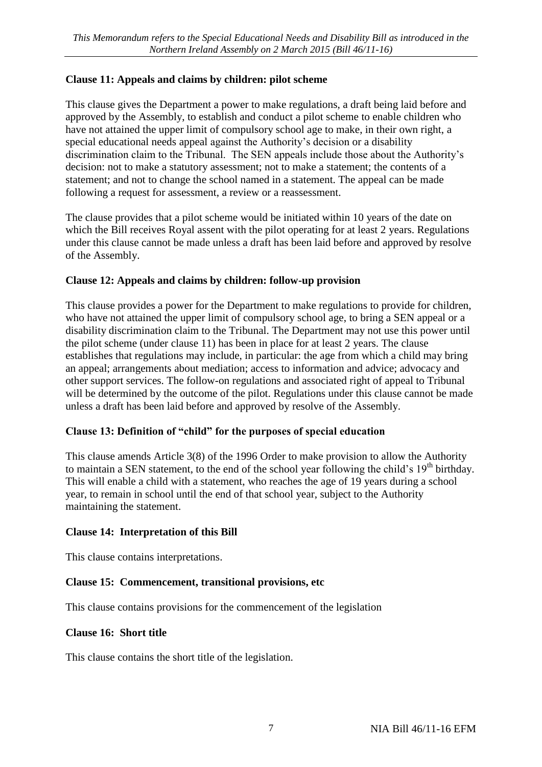**Clause 11: Appeals and claims by children: pilot scheme**

This clause gives the Department a power to make regulations, a draft being laid before and approved by the Assembly, to establish and conduct a pilot scheme to enable children who have not attained the upper limit of compulsory school age to make, in their own right, a special educational needs appeal against the Authority's decision or a disability discrimination claim to the Tribunal. The SEN appeals include those about the Authority's decision: not to make a statutory assessment; not to make a statement; the contents of a statement; and not to change the school named in a statement. The appeal can be made following a request for assessment, a review or a reassessment.

The clause provides that a pilot scheme would be initiated within 10 years of the date on which the Bill receives Royal assent with the pilot operating for at least 2 years. Regulations under this clause cannot be made unless a draft has been laid before and approved by resolve of the Assembly.

**Clause 12: Appeals and claims by children: follow-up provision**

This clause provides a power for the Department to make regulations to provide for children, who have not attained the upper limit of compulsory school age, to bring a SEN appeal or a disability discrimination claim to the Tribunal. The Department may not use this power until the pilot scheme (under clause 11) has been in place for at least 2 years. The clause establishes that regulations may include, in particular: the age from which a child may bring an appeal; arrangements about mediation; access to information and advice; advocacy and other support services. The follow-on regulations and associated right of appeal to Tribunal will be determined by the outcome of the pilot. Regulations under this clause cannot be made unless a draft has been laid before and approved by resolve of the Assembly.

**Clause 13: Definition of "child" for the purposes of special education**

This clause amends Article 3(8) of the 1996 Order to make provision to allow the Authority to maintain a SEN statement, to the end of the school year following the child's 19th birthday. This will enable a child with a statement, who reaches the age of 19 years during a school year, to remain in school until the end of that school year, subject to the Authority maintaining the statement.

**Clause 14: Interpretation of this Bill**

This clause contains interpretations.

**Clause 15: Commencement, transitional provisions, etc**

This clause contains provisions for the commencement of the legislation

**Clause 16: Short title**

This clause contains the short title of the legislation.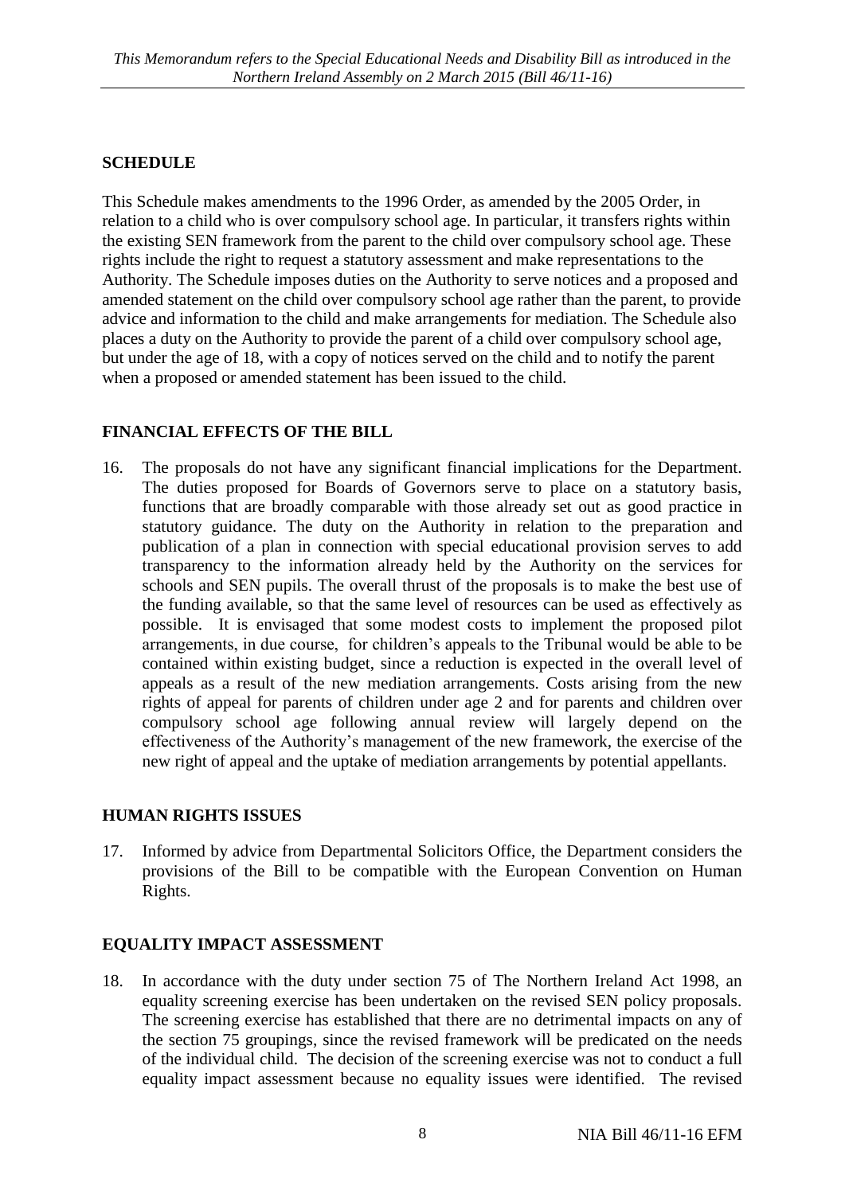## SCHEDULE

This Schedule makes amendments to the 1996 Order, as amended by the 2005 Order, in relation to a child who is over compulsory school age. In particular, it transfers rights within the existing SEN framework from the parent to the child over compulsory school age. These rights include the right to request a statutory assessment and make representations to the Authority. The Schedule imposes duties on the Authority to serve notices and a proposed and amended statement on the child over compulsory school age rather than the parent, to provide advice and information to the child and make arrangements for mediation. The Schedule also places a duty on the Authority to provide the parent of a child over compulsory school age, but under the age of 18, with a copy of notices served on the child and to notify the parent when a proposed or amended statement has been issued to the child.

## FINANCIAL EFFECTS OF THE BILL

16. The proposals do not have any significant financial implications for the Department. The duties proposed for Boards of Governors serve to place on a statutory basis, functions that are broadly comparable with those already set out as good practice in statutory guidance. The duty on the Authority in relation to the preparation and publication of a plan in connection with special educational provision serves to add transparency to the information already held by the Authority on the services for schools and SEN pupils. The overall thrust of the proposals is to make the best use of the funding available, so that the same level of resources can be used as effectively as possible. It is envisaged that some modest costs to implement the proposed pilot arrangements, in due course, for children's appeals to the Tribunal would be able to be contained within existing budget, since a reduction is expected in the overall level of appeals as a result of the new mediation arrangements. Costs arising from the new rights of appeal for parents of children under age 2 and for parents and children over compulsory school age following annual review will largely depend on the effectiveness of the Authority's management of the new framework, the exercise of the new right of appeal and the uptake of mediation arrangements by potential appellants.

## HUMAN RIGHTS ISSUES

17. Informed by advice from Departmental Solicitors Office, the Department considers the provisions of the Bill to be compatible with the European Convention on Human Rights.

## EQUALITY IMPACT ASSESSMENT

18. In accordance with the duty under section 75 of The Northern Ireland Act 1998, an equality screening exercise has been undertaken on the revised SEN policy proposals. The screening exercise has established that there are no detrimental impacts on any of the section 75 groupings, since the revised framework will be predicated on the needs of the individual child. The decision of the screening exercise was not to conduct a full equality impact assessment because no equality issues were identified. The revised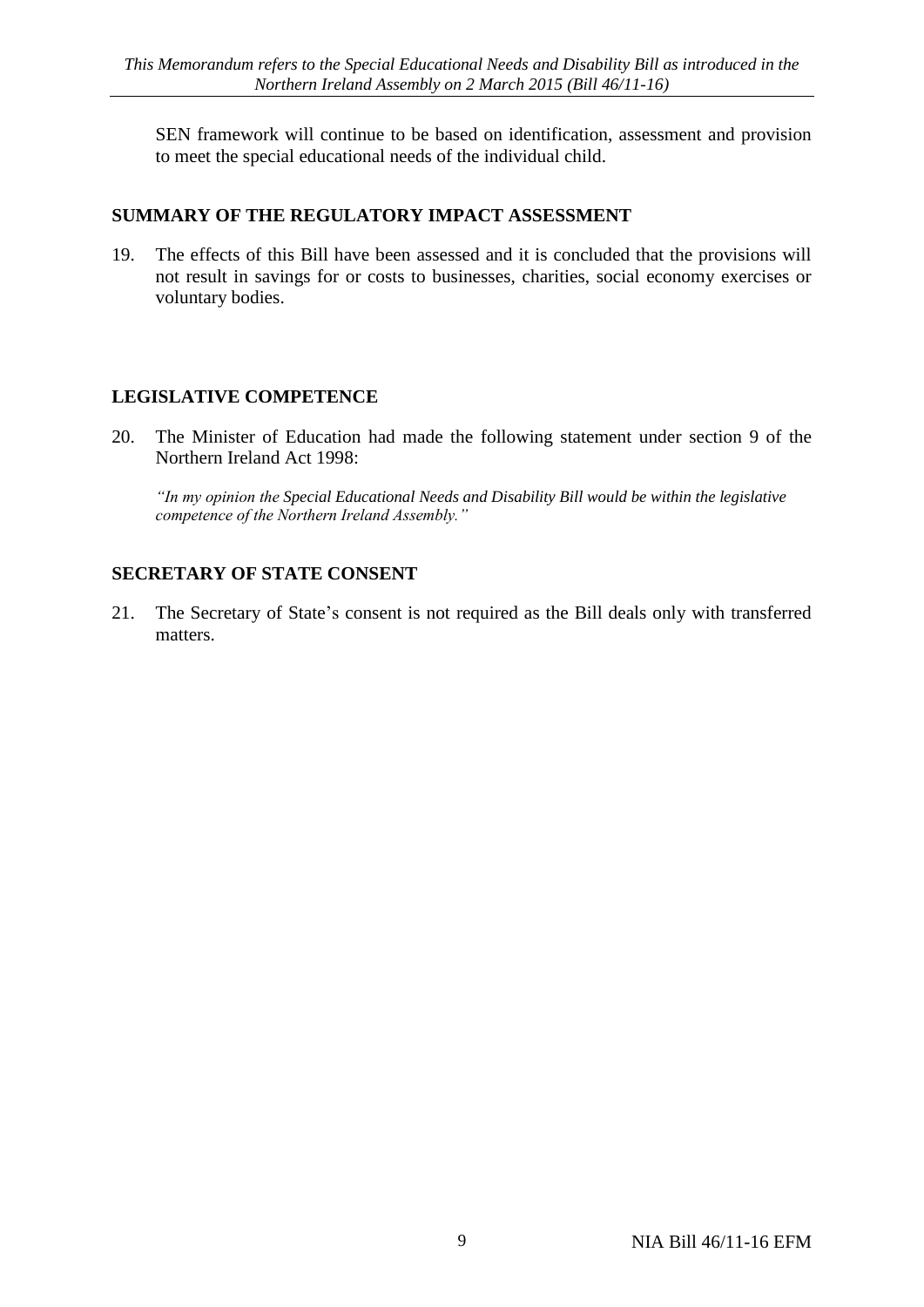SEN framework will continue to be based on identification, assessment and provision to meet the special educational needs of the individual child.

## SUMMARY OF THE REGULATORY IMPACT ASSESSMENT

19. The effects of this Bill have been assessed and it is concluded that the provisions will not result in savings for or costs to businesses, charities, social economy exercises or voluntary bodies.

## LEGISLATIVE COMPETENCE

20. The Minister of Education had made the following statement under section 9 of the Northern Ireland Act 1998:

    *"In my opinion the Special Educational Needs and Disability Bill would be within the legislative competence of the Northern Ireland Assembly."*

## SECRETARY OF STATE CONSENT

21. The Secretary of State's consent is not required as the Bill deals only with transferred matters.